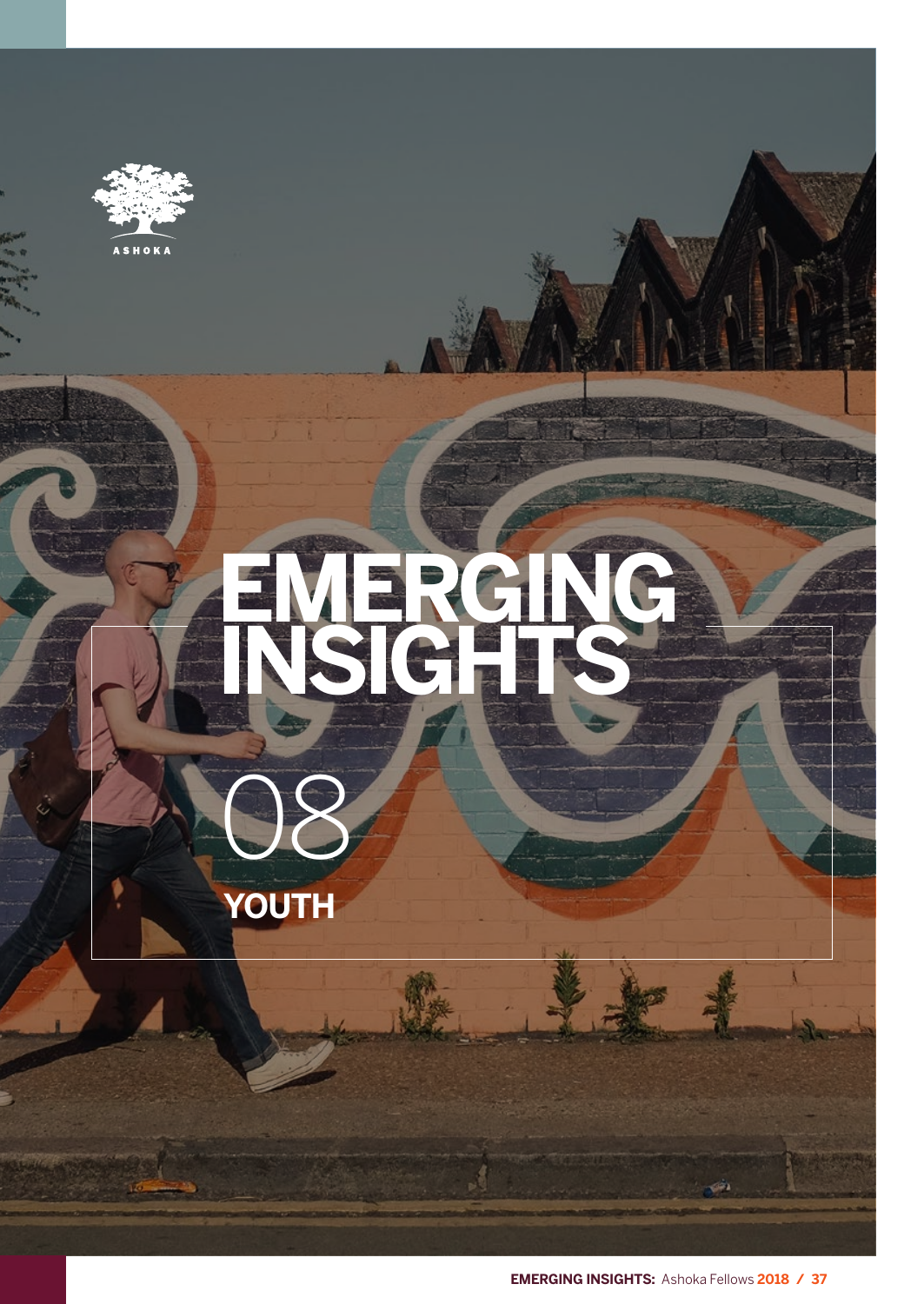ASHOKA

# EMERGING INSIGHTS

08

## YOUTH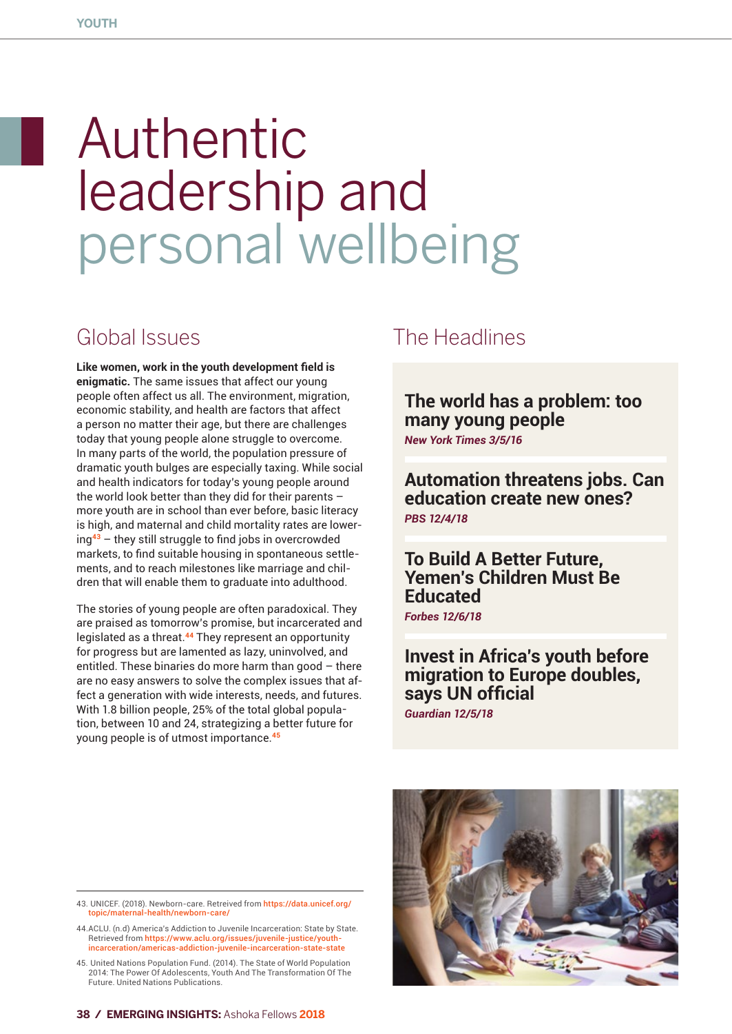# Authentic leadership and personal wellbeing

## Global Issues

**Like women, work in the youth development field is enigmatic.** The same issues that affect our young people often affect us all. The environment, migration, economic stability, and health are factors that affect a person no matter their age, but there are challenges today that young people alone struggle to overcome. In many parts of the world, the population pressure of dramatic youth bulges are especially taxing. While social and health indicators for today's young people around the world look better than they did for their parents – more youth are in school than ever before, basic literacy is high, and maternal and child mortality rates are lowering[43] – they still struggle to find jobs in overcrowded markets, to find suitable housing in spontaneous settlements, and to reach milestones like marriage and children that will enable them to graduate into adulthood.

The stories of young people are often paradoxical. They are praised as tomorrow's promise, but incarcerated and legislated as a threat.[44] They represent an opportunity for progress but are lamented as lazy, uninvolved, and entitled. These binaries do more harm than good – there are no easy answers to solve the complex issues that affect a generation with wide interests, needs, and futures. With 1.8 billion people, 25% of the total global population, between 10 and 24, strategizing a better future for young people is of utmost importance.[45]

## The Headlines

**The world has a problem: too many young people**
*New York Times 3/5/16*

**Automation threatens jobs. Can education create new ones?**
*PBS 12/4/18*

**To Build A Better Future, Yemen's Children Must Be Educated**
*Forbes 12/6/18*

**Invest in Africa's youth before migration to Europe doubles, says UN official**
*Guardian 12/5/18*

---

43. UNICEF. (2018). Newborn-care. Retreived from https://data.unicef.org/topic/maternal-health/newborn-care/

44. ACLU. (n.d) America's Addiction to Juvenile Incarceration: State by State. Retrieved from https://www.aclu.org/issues/juvenile-justice/youth-incarceration/americas-addiction-juvenile-incarceration-state-state

45. United Nations Population Fund. (2014). The State of World Population 2014: The Power Of Adolescents, Youth And The Transformation Of The Future. United Nations Publications.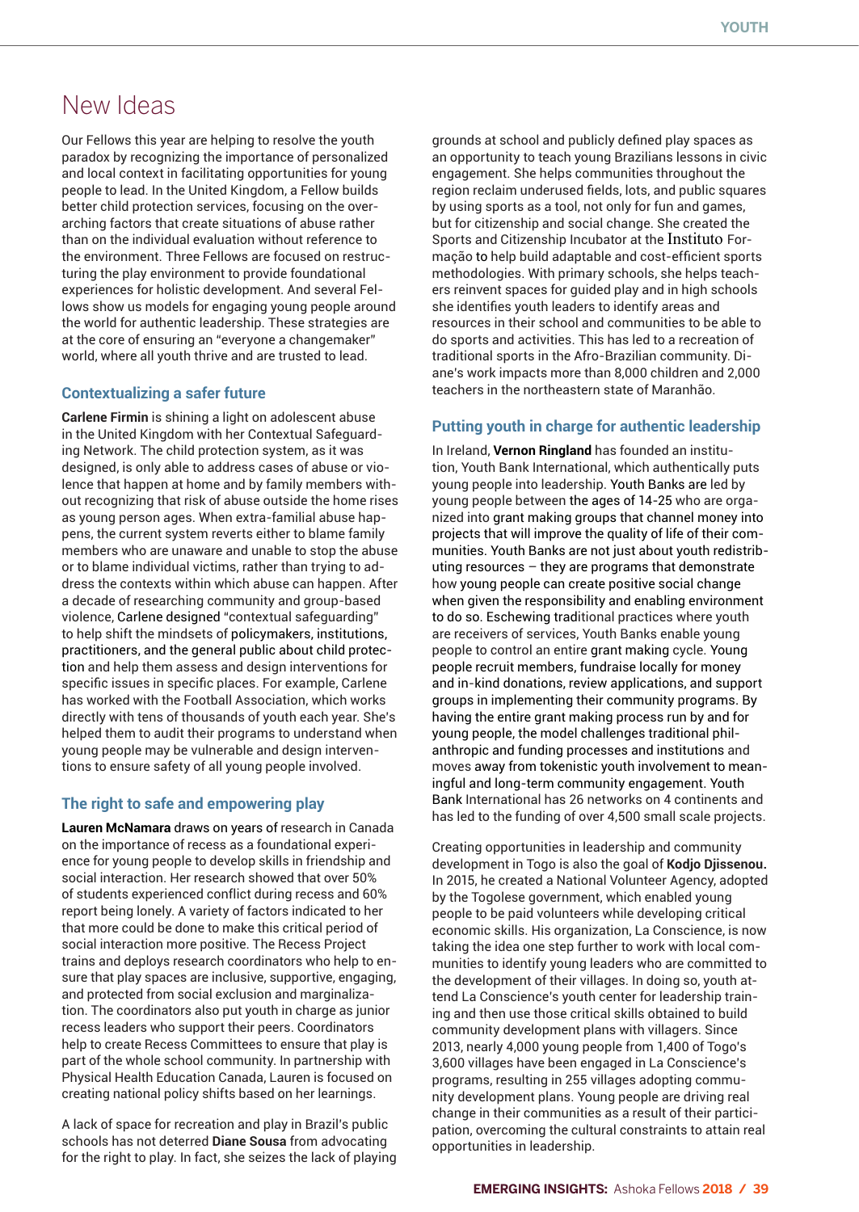# New Ideas

Our Fellows this year are helping to resolve the youth paradox by recognizing the importance of personalized and local context in facilitating opportunities for young people to lead. In the United Kingdom, a Fellow builds better child protection services, focusing on the overarching factors that create situations of abuse rather than on the individual evaluation without reference to the environment. Three Fellows are focused on restructuring the play environment to provide foundational experiences for holistic development. And several Fellows show us models for engaging young people around the world for authentic leadership. These strategies are at the core of ensuring an "everyone a changemaker" world, where all youth thrive and are trusted to lead.

## Contextualizing a safer future

**Carlene Firmin** is shining a light on adolescent abuse in the United Kingdom with her Contextual Safeguarding Network. The child protection system, as it was designed, is only able to address cases of abuse or violence that happen at home and by family members without recognizing that risk of abuse outside the home rises as young person ages. When extra-familial abuse happens, the current system reverts either to blame family members who are unaware and unable to stop the abuse or to blame individual victims, rather than trying to address the contexts within which abuse can happen. After a decade of researching community and group-based violence, Carlene designed "contextual safeguarding" to help shift the mindsets of policymakers, institutions, practitioners, and the general public about child protection and help them assess and design interventions for specific issues in specific places. For example, Carlene has worked with the Football Association, which works directly with tens of thousands of youth each year. She's helped them to audit their programs to understand when young people may be vulnerable and design interventions to ensure safety of all young people involved.

## The right to safe and empowering play

**Lauren McNamara** draws on years of research in Canada on the importance of recess as a foundational experience for young people to develop skills in friendship and social interaction. Her research showed that over 50% of students experienced conflict during recess and 60% report being lonely. A variety of factors indicated to her that more could be done to make this critical period of social interaction more positive. The Recess Project trains and deploys research coordinators who help to ensure that play spaces are inclusive, supportive, engaging, and protected from social exclusion and marginalization. The coordinators also put youth in charge as junior recess leaders who support their peers. Coordinators help to create Recess Committees to ensure that play is part of the whole school community. In partnership with Physical Health Education Canada, Lauren is focused on creating national policy shifts based on her learnings.

A lack of space for recreation and play in Brazil's public schools has not deterred **Diane Sousa** from advocating for the right to play. In fact, she seizes the lack of playing grounds at school and publicly defined play spaces as an opportunity to teach young Brazilians lessons in civic engagement. She helps communities throughout the region reclaim underused fields, lots, and public squares by using sports as a tool, not only for fun and games, but for citizenship and social change. She created the Sports and Citizenship Incubator at the Instituto Formação to help build adaptable and cost-efficient sports methodologies. With primary schools, she helps teachers reinvent spaces for guided play and in high schools she identifies youth leaders to identify areas and resources in their school and communities to be able to do sports and activities. This has led to a recreation of traditional sports in the Afro-Brazilian community. Diane's work impacts more than 8,000 children and 2,000 teachers in the northeastern state of Maranhão.

## Putting youth in charge for authentic leadership

In Ireland, **Vernon Ringland** has founded an institution, Youth Bank International, which authentically puts young people into leadership. Youth Banks are led by young people between the ages of 14-25 who are organized into grant making groups that channel money into projects that will improve the quality of life of their communities. Youth Banks are not just about youth redistributing resources – they are programs that demonstrate how young people can create positive social change when given the responsibility and enabling environment to do so. Eschewing traditional practices where youth are receivers of services, Youth Banks enable young people to control an entire grant making cycle. Young people recruit members, fundraise locally for money and in-kind donations, review applications, and support groups in implementing their community programs. By having the entire grant making process run by and for young people, the model challenges traditional philanthropic and funding processes and institutions and moves away from tokenistic youth involvement to meaningful and long-term community engagement. Youth Bank International has 26 networks on 4 continents and has led to the funding of over 4,500 small scale projects.

Creating opportunities in leadership and community development in Togo is also the goal of **Kodjo Djissenou.** In 2015, he created a National Volunteer Agency, adopted by the Togolese government, which enabled young people to be paid volunteers while developing critical economic skills. His organization, La Conscience, is now taking the idea one step further to work with local communities to identify young leaders who are committed to the development of their villages. In doing so, youth attend La Conscience's youth center for leadership training and then use those critical skills obtained to build community development plans with villagers. Since 2013, nearly 40,000 young people from 1,400 of Togo's 3,600 villages have been engaged in La Conscience's programs, resulting in 255 villages adopting community development plans. Young people are driving real change in their communities as a result of their participation, overcoming the cultural constraints to attain real opportunities in leadership.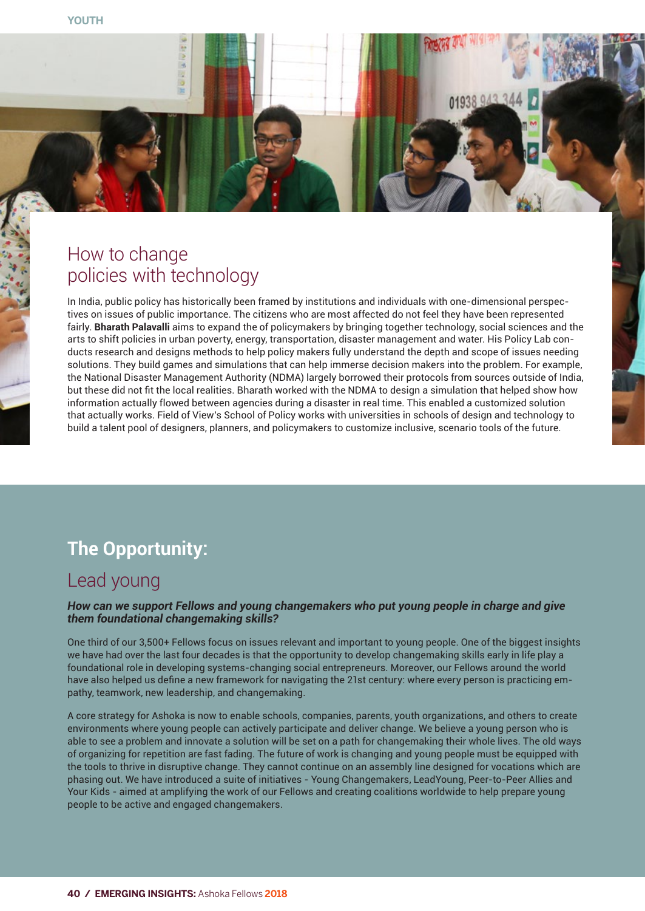## How to change policies with technology

In India, public policy has historically been framed by institutions and individuals with one-dimensional perspectives on issues of public importance. The citizens who are most affected do not feel they have been represented fairly. **Bharath Palavalli** aims to expand the of policymakers by bringing together technology, social sciences and the arts to shift policies in urban poverty, energy, transportation, disaster management and water. His Policy Lab conducts research and designs methods to help policy makers fully understand the depth and scope of issues needing solutions. They build games and simulations that can help immerse decision makers into the problem. For example, the National Disaster Management Authority (NDMA) largely borrowed their protocols from sources outside of India, but these did not fit the local realities. Bharath worked with the NDMA to design a simulation that helped show how information actually flowed between agencies during a disaster in real time. This enabled a customized solution that actually works. Field of View's School of Policy works with universities in schools of design and technology to build a talent pool of designers, planners, and policymakers to customize inclusive, scenario tools of the future.

## The Opportunity:

### Lead young

***How can we support Fellows and young changemakers who put young people in charge and give them foundational changemaking skills?***

One third of our 3,500+ Fellows focus on issues relevant and important to young people. One of the biggest insights we have had over the last four decades is that the opportunity to develop changemaking skills early in life play a foundational role in developing systems-changing social entrepreneurs. Moreover, our Fellows around the world have also helped us define a new framework for navigating the 21st century: where every person is practicing empathy, teamwork, new leadership, and changemaking.

A core strategy for Ashoka is now to enable schools, companies, parents, youth organizations, and others to create environments where young people can actively participate and deliver change. We believe a young person who is able to see a problem and innovate a solution will be set on a path for changemaking their whole lives. The old ways of organizing for repetition are fast fading. The future of work is changing and young people must be equipped with the tools to thrive in disruptive change. They cannot continue on an assembly line designed for vocations which are phasing out. We have introduced a suite of initiatives - Young Changemakers, LeadYoung, Peer-to-Peer Allies and Your Kids - aimed at amplifying the work of our Fellows and creating coalitions worldwide to help prepare young people to be active and engaged changemakers.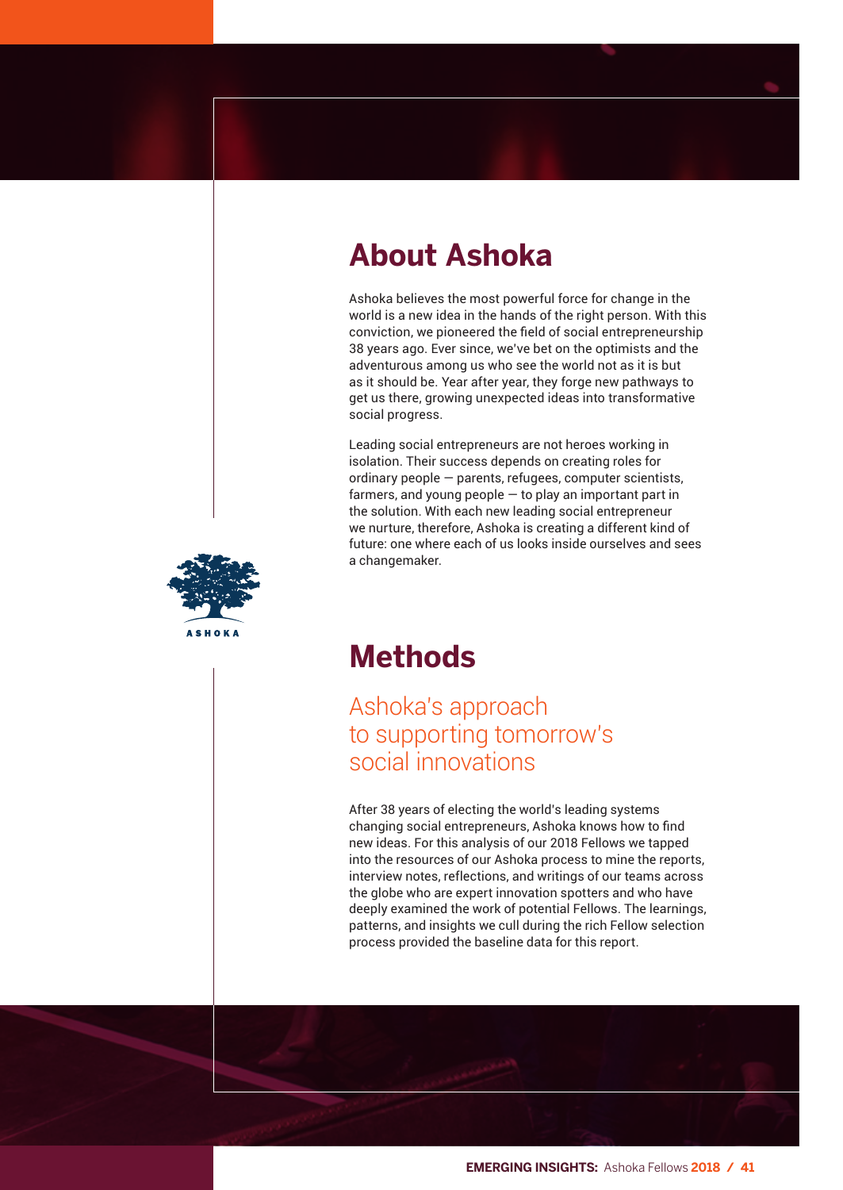# About Ashoka

Ashoka believes the most powerful force for change in the world is a new idea in the hands of the right person. With this conviction, we pioneered the field of social entrepreneurship 38 years ago. Ever since, we've bet on the optimists and the adventurous among us who see the world not as it is but as it should be. Year after year, they forge new pathways to get us there, growing unexpected ideas into transformative social progress.

Leading social entrepreneurs are not heroes working in isolation. Their success depends on creating roles for ordinary people — parents, refugees, computer scientists, farmers, and young people — to play an important part in the solution. With each new leading social entrepreneur we nurture, therefore, Ashoka is creating a different kind of future: one where each of us looks inside ourselves and sees a changemaker.

ASHOKA

# Methods

## Ashoka's approach to supporting tomorrow's social innovations

After 38 years of electing the world's leading systems changing social entrepreneurs, Ashoka knows how to find new ideas. For this analysis of our 2018 Fellows we tapped into the resources of our Ashoka process to mine the reports, interview notes, reflections, and writings of our teams across the globe who are expert innovation spotters and who have deeply examined the work of potential Fellows. The learnings, patterns, and insights we cull during the rich Fellow selection process provided the baseline data for this report.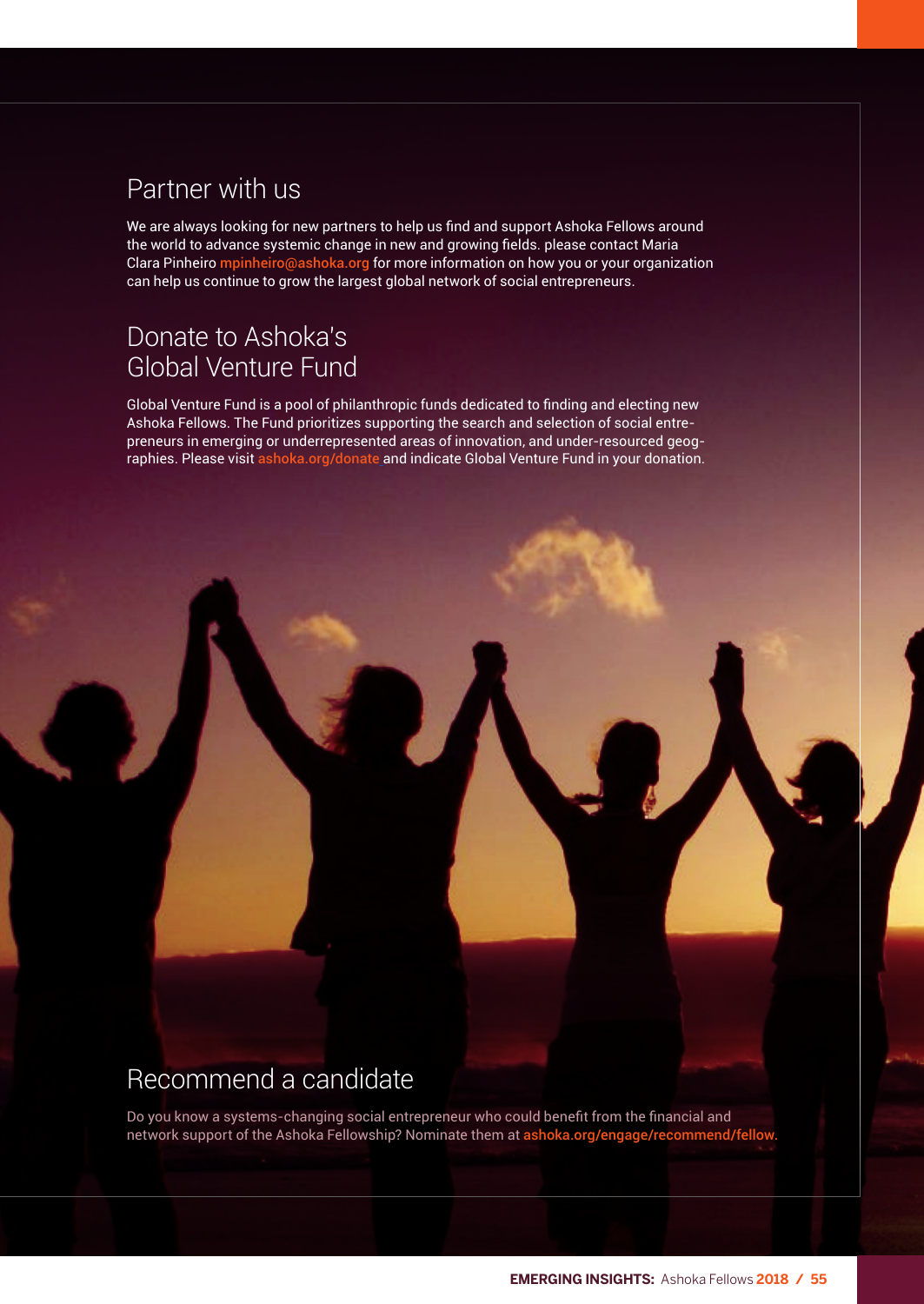## Partner with us

We are always looking for new partners to help us find and support Ashoka Fellows around the world to advance systemic change in new and growing fields. please contact Maria Clara Pinheiro mpinheiro@ashoka.org for more information on how you or your organization can help us continue to grow the largest global network of social entrepreneurs.

## Donate to Ashoka's Global Venture Fund

Global Venture Fund is a pool of philanthropic funds dedicated to finding and electing new Ashoka Fellows. The Fund prioritizes supporting the search and selection of social entrepreneurs in emerging or underrepresented areas of innovation, and under-resourced geographies. Please visit ashoka.org/donate and indicate Global Venture Fund in your donation.

## Recommend a candidate

Do you know a systems-changing social entrepreneur who could benefit from the financial and network support of the Ashoka Fellowship? Nominate them at **ashoka.org/engage/recommend/fellow**.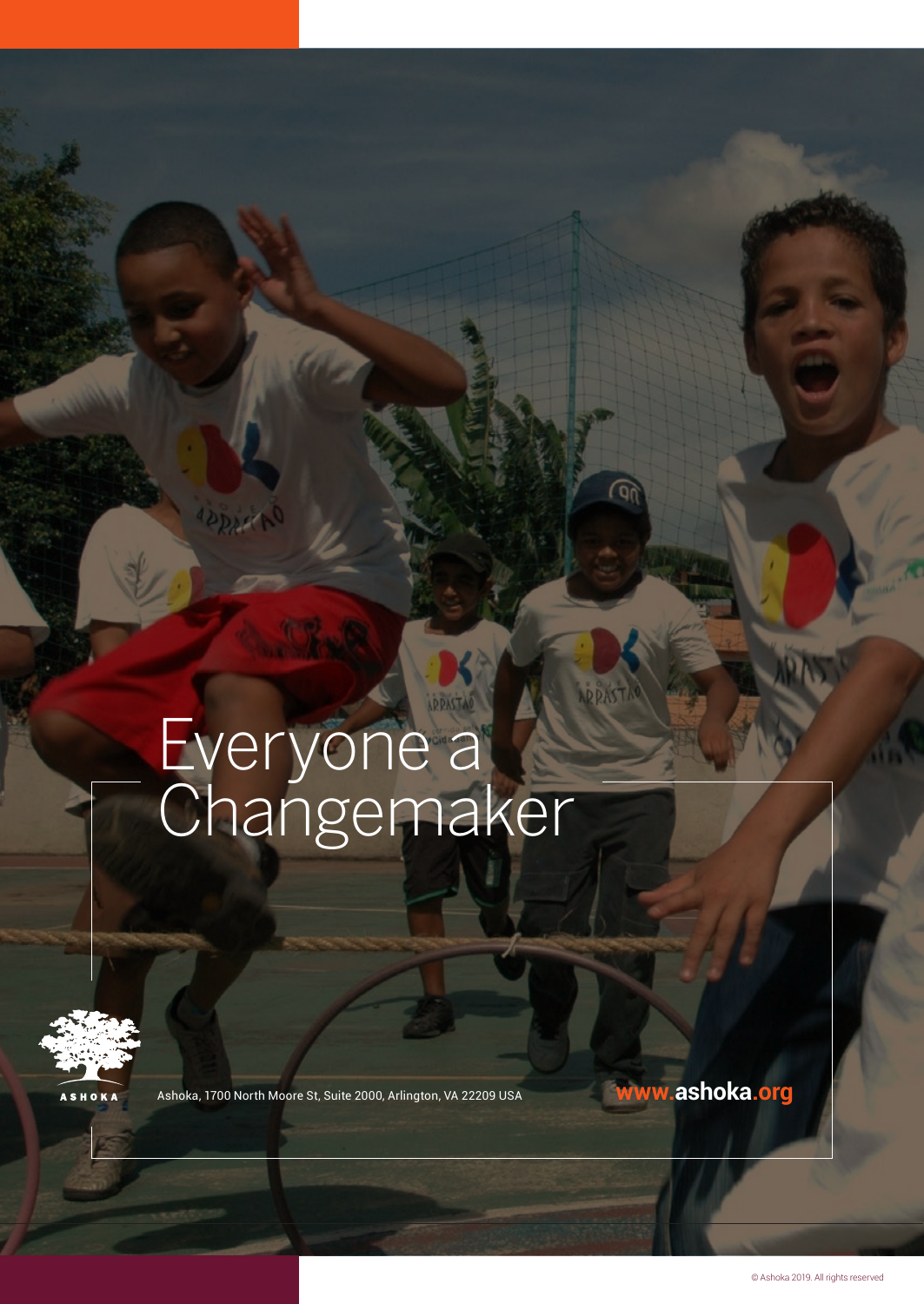# Everyone a Changemaker

ASHOKA

Ashoka, 1700 North Moore St, Suite 2000, Arlington, VA 22209 USA

www.ashoka.org

© Ashoka 2019. All rights reserved